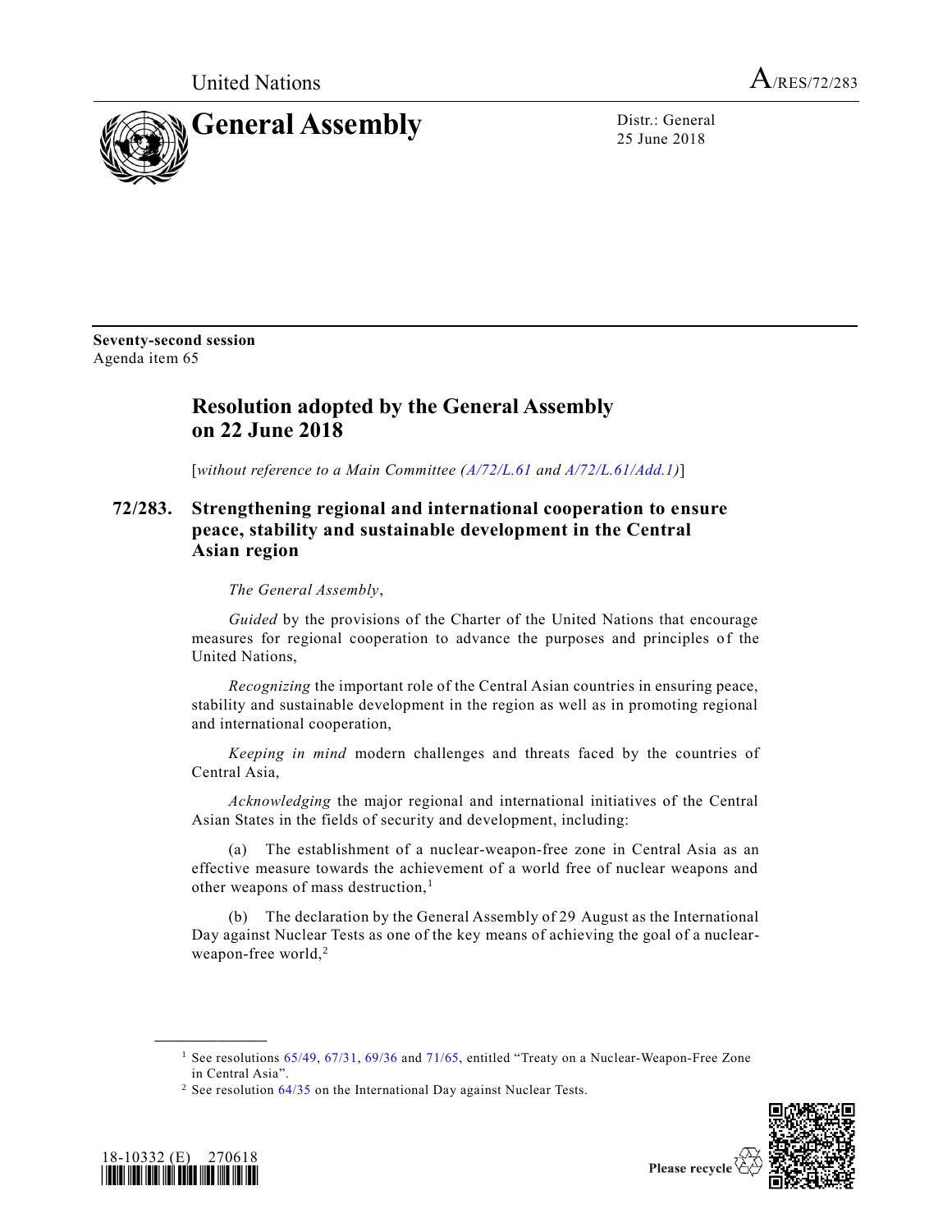United Nations

A/RES/72/283

# General Assembly

Distr.: General
25 June 2018

**Seventy-second session**
Agenda item 65

## Resolution adopted by the General Assembly on 22 June 2018

[*without reference to a Main Committee (A/72/L.61 and A/72/L.61/Add.1)*]

### 72/283. Strengthening regional and international cooperation to ensure peace, stability and sustainable development in the Central Asian region

*The General Assembly*,

*Guided* by the provisions of the Charter of the United Nations that encourage measures for regional cooperation to advance the purposes and principles of the United Nations,

*Recognizing* the important role of the Central Asian countries in ensuring peace, stability and sustainable development in the region as well as in promoting regional and international cooperation,

*Keeping in mind* modern challenges and threats faced by the countries of Central Asia,

*Acknowledging* the major regional and international initiatives of the Central Asian States in the fields of security and development, including:

(a) The establishment of a nuclear-weapon-free zone in Central Asia as an effective measure towards the achievement of a world free of nuclear weapons and other weapons of mass destruction,[1]

(b) The declaration by the General Assembly of 29 August as the International Day against Nuclear Tests as one of the key means of achieving the goal of a nuclear-weapon-free world,[2]

---

[1] See resolutions 65/49, 67/31, 69/36 and 71/65, entitled "Treaty on a Nuclear-Weapon-Free Zone in Central Asia".

[2] See resolution 64/35 on the International Day against Nuclear Tests.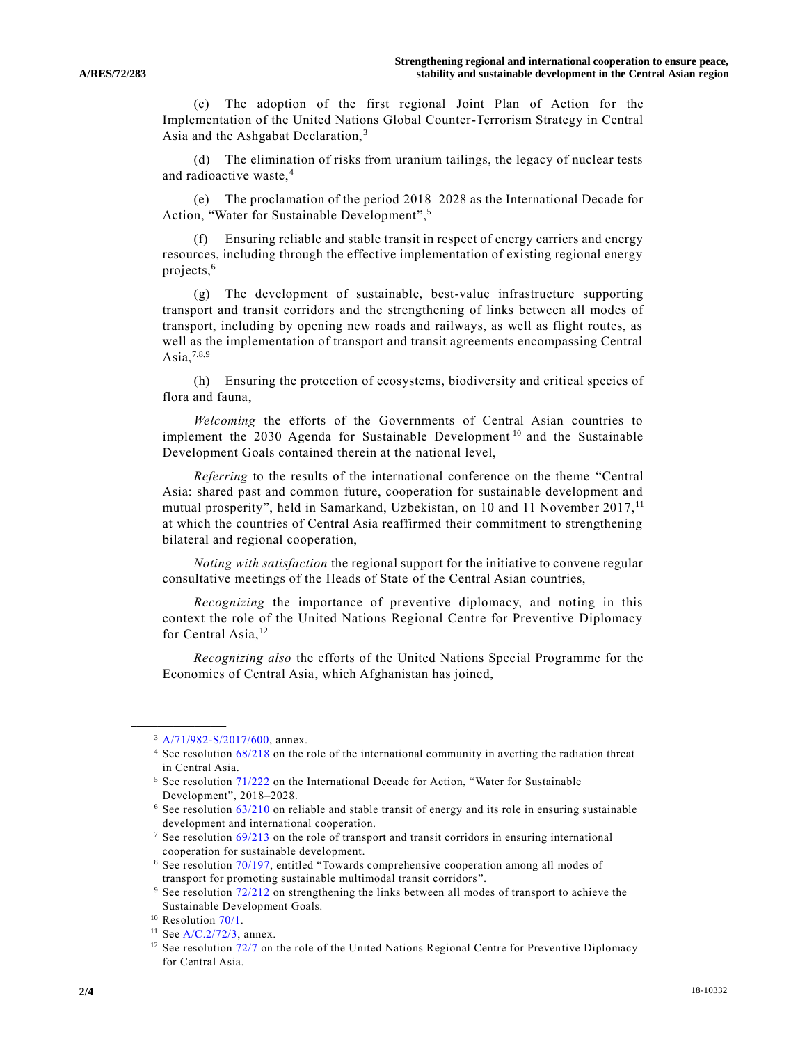(c) The adoption of the first regional Joint Plan of Action for the Implementation of the United Nations Global Counter-Terrorism Strategy in Central Asia and the Ashgabat Declaration,[3]

(d) The elimination of risks from uranium tailings, the legacy of nuclear tests and radioactive waste,[4]

(e) The proclamation of the period 2018–2028 as the International Decade for Action, "Water for Sustainable Development",[5]

(f) Ensuring reliable and stable transit in respect of energy carriers and energy resources, including through the effective implementation of existing regional energy projects,[6]

(g) The development of sustainable, best-value infrastructure supporting transport and transit corridors and the strengthening of links between all modes of transport, including by opening new roads and railways, as well as flight routes, as well as the implementation of transport and transit agreements encompassing Central Asia,[7,8,9]

(h) Ensuring the protection of ecosystems, biodiversity and critical species of flora and fauna,

*Welcoming* the efforts of the Governments of Central Asian countries to implement the 2030 Agenda for Sustainable Development[10] and the Sustainable Development Goals contained therein at the national level,

*Referring* to the results of the international conference on the theme "Central Asia: shared past and common future, cooperation for sustainable development and mutual prosperity", held in Samarkand, Uzbekistan, on 10 and 11 November 2017,[11] at which the countries of Central Asia reaffirmed their commitment to strengthening bilateral and regional cooperation,

*Noting with satisfaction* the regional support for the initiative to convene regular consultative meetings of the Heads of State of the Central Asian countries,

*Recognizing* the importance of preventive diplomacy, and noting in this context the role of the United Nations Regional Centre for Preventive Diplomacy for Central Asia,[12]

*Recognizing also* the efforts of the United Nations Special Programme for the Economies of Central Asia, which Afghanistan has joined,

---

[3] A/71/982-S/2017/600, annex.

[4] See resolution 68/218 on the role of the international community in averting the radiation threat in Central Asia.

[5] See resolution 71/222 on the International Decade for Action, "Water for Sustainable Development", 2018–2028.

[6] See resolution 63/210 on reliable and stable transit of energy and its role in ensuring sustainable development and international cooperation.

[7] See resolution 69/213 on the role of transport and transit corridors in ensuring international cooperation for sustainable development.

[8] See resolution 70/197, entitled "Towards comprehensive cooperation among all modes of transport for promoting sustainable multimodal transit corridors".

[9] See resolution 72/212 on strengthening the links between all modes of transport to achieve the Sustainable Development Goals.

[10] Resolution 70/1.

[11] See A/C.2/72/3, annex.

[12] See resolution 72/7 on the role of the United Nations Regional Centre for Preventive Diplomacy for Central Asia.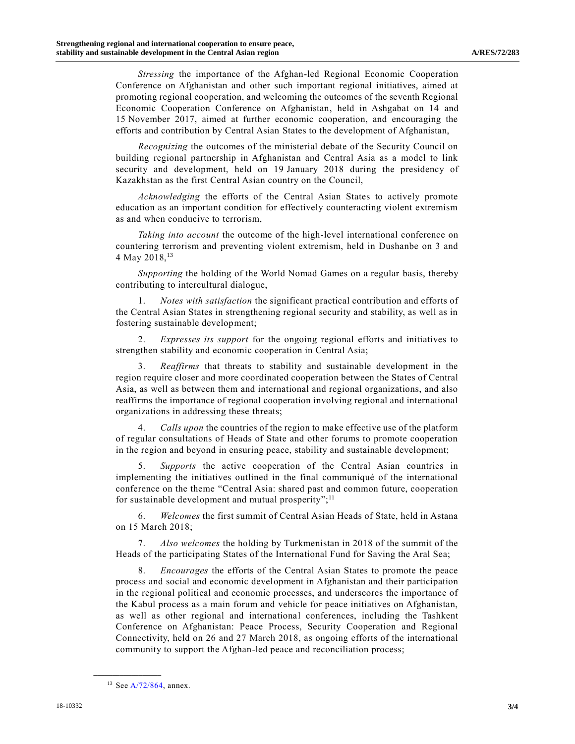*Stressing* the importance of the Afghan-led Regional Economic Cooperation Conference on Afghanistan and other such important regional initiatives, aimed at promoting regional cooperation, and welcoming the outcomes of the seventh Regional Economic Cooperation Conference on Afghanistan, held in Ashgabat on 14 and 15 November 2017, aimed at further economic cooperation, and encouraging the efforts and contribution by Central Asian States to the development of Afghanistan,

*Recognizing* the outcomes of the ministerial debate of the Security Council on building regional partnership in Afghanistan and Central Asia as a model to link security and development, held on 19 January 2018 during the presidency of Kazakhstan as the first Central Asian country on the Council,

*Acknowledging* the efforts of the Central Asian States to actively promote education as an important condition for effectively counteracting violent extremism as and when conducive to terrorism,

*Taking into account* the outcome of the high-level international conference on countering terrorism and preventing violent extremism, held in Dushanbe on 3 and 4 May 2018,[13]

*Supporting* the holding of the World Nomad Games on a regular basis, thereby contributing to intercultural dialogue,

1. *Notes with satisfaction* the significant practical contribution and efforts of the Central Asian States in strengthening regional security and stability, as well as in fostering sustainable development;

2. *Expresses its support* for the ongoing regional efforts and initiatives to strengthen stability and economic cooperation in Central Asia;

3. *Reaffirms* that threats to stability and sustainable development in the region require closer and more coordinated cooperation between the States of Central Asia, as well as between them and international and regional organizations, and also reaffirms the importance of regional cooperation involving regional and international organizations in addressing these threats;

4. *Calls upon* the countries of the region to make effective use of the platform of regular consultations of Heads of State and other forums to promote cooperation in the region and beyond in ensuring peace, stability and sustainable development;

5. *Supports* the active cooperation of the Central Asian countries in implementing the initiatives outlined in the final communiqué of the international conference on the theme "Central Asia: shared past and common future, cooperation for sustainable development and mutual prosperity";[11]

6. *Welcomes* the first summit of Central Asian Heads of State, held in Astana on 15 March 2018;

7. *Also welcomes* the holding by Turkmenistan in 2018 of the summit of the Heads of the participating States of the International Fund for Saving the Aral Sea;

8. *Encourages* the efforts of the Central Asian States to promote the peace process and social and economic development in Afghanistan and their participation in the regional political and economic processes, and underscores the importance of the Kabul process as a main forum and vehicle for peace initiatives on Afghanistan, as well as other regional and international conferences, including the Tashkent Conference on Afghanistan: Peace Process, Security Cooperation and Regional Connectivity, held on 26 and 27 March 2018, as ongoing efforts of the international community to support the Afghan-led peace and reconciliation process;

---

[13] See A/72/864, annex.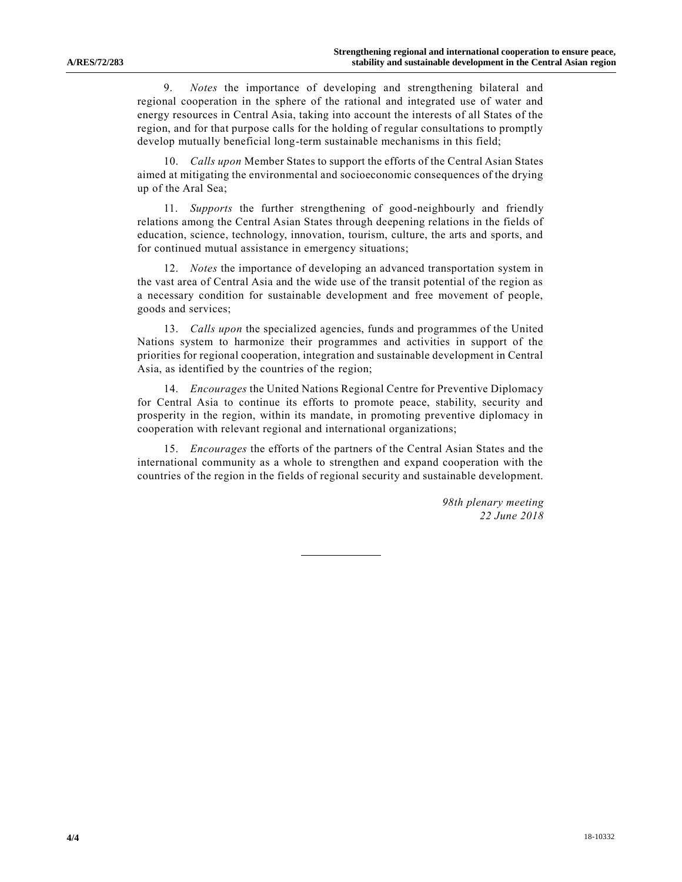9. *Notes* the importance of developing and strengthening bilateral and regional cooperation in the sphere of the rational and integrated use of water and energy resources in Central Asia, taking into account the interests of all States of the region, and for that purpose calls for the holding of regular consultations to promptly develop mutually beneficial long-term sustainable mechanisms in this field;

10. *Calls upon* Member States to support the efforts of the Central Asian States aimed at mitigating the environmental and socioeconomic consequences of the drying up of the Aral Sea;

11. *Supports* the further strengthening of good-neighbourly and friendly relations among the Central Asian States through deepening relations in the fields of education, science, technology, innovation, tourism, culture, the arts and sports, and for continued mutual assistance in emergency situations;

12. *Notes* the importance of developing an advanced transportation system in the vast area of Central Asia and the wide use of the transit potential of the region as a necessary condition for sustainable development and free movement of people, goods and services;

13. *Calls upon* the specialized agencies, funds and programmes of the United Nations system to harmonize their programmes and activities in support of the priorities for regional cooperation, integration and sustainable development in Central Asia, as identified by the countries of the region;

14. *Encourages* the United Nations Regional Centre for Preventive Diplomacy for Central Asia to continue its efforts to promote peace, stability, security and prosperity in the region, within its mandate, in promoting preventive diplomacy in cooperation with relevant regional and international organizations;

15. *Encourages* the efforts of the partners of the Central Asian States and the international community as a whole to strengthen and expand cooperation with the countries of the region in the fields of regional security and sustainable development.

*98th plenary meeting*
*22 June 2018*